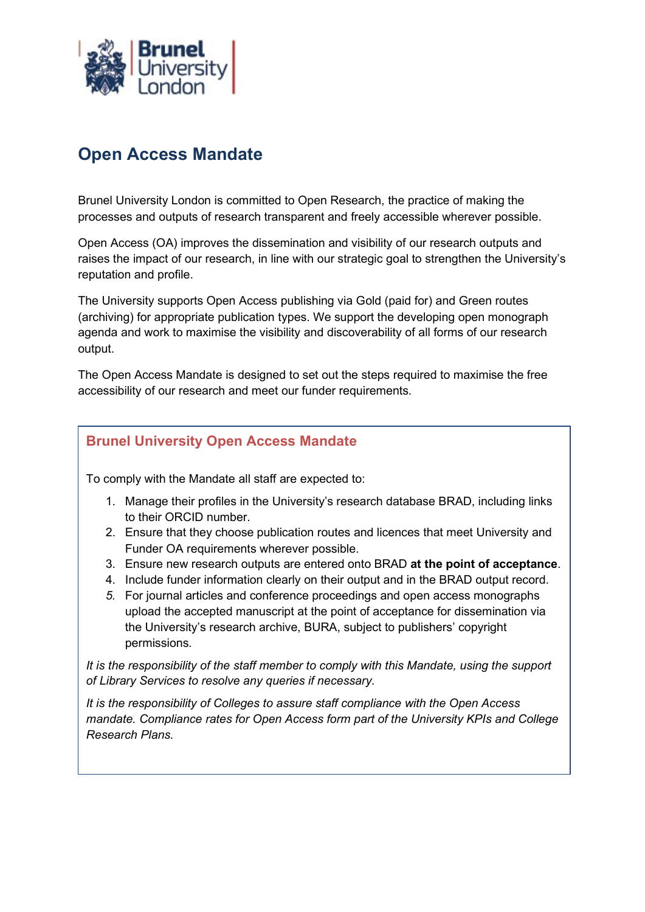# Open Access Mandate

Brunel University London is committed to Open Research, the practice of making the processes and outputs of research transparent and freely accessible wherever possible.

Open Access (OA) improves the dissemination and visibility of our research outputs and raises the impact of our research, in line with our strategic goal to strengthen the University's reputation and profile.

The University supports Open Access publishing via Gold (paid for) and Green routes (archiving) for appropriate publication types. We support the developing open monograph agenda and work to maximise the visibility and discoverability of all forms of our research output.

The Open Access Mandate is designed to set out the steps required to maximise the free accessibility of our research and meet our funder requirements.

## Brunel University Open Access Mandate

To comply with the Mandate all staff are expected to:

1. Manage their profiles in the University's research database BRAD, including links to their ORCID number.
2. Ensure that they choose publication routes and licences that meet University and Funder OA requirements wherever possible.
3. Ensure new research outputs are entered onto BRAD **at the point of acceptance**.
4. Include funder information clearly on their output and in the BRAD output record.
5. For journal articles and conference proceedings and open access monographs upload the accepted manuscript at the point of acceptance for dissemination via the University's research archive, BURA, subject to publishers' copyright permissions.

*It is the responsibility of the staff member to comply with this Mandate, using the support of Library Services to resolve any queries if necessary.*

*It is the responsibility of Colleges to assure staff compliance with the Open Access mandate. Compliance rates for Open Access form part of the University KPIs and College Research Plans.*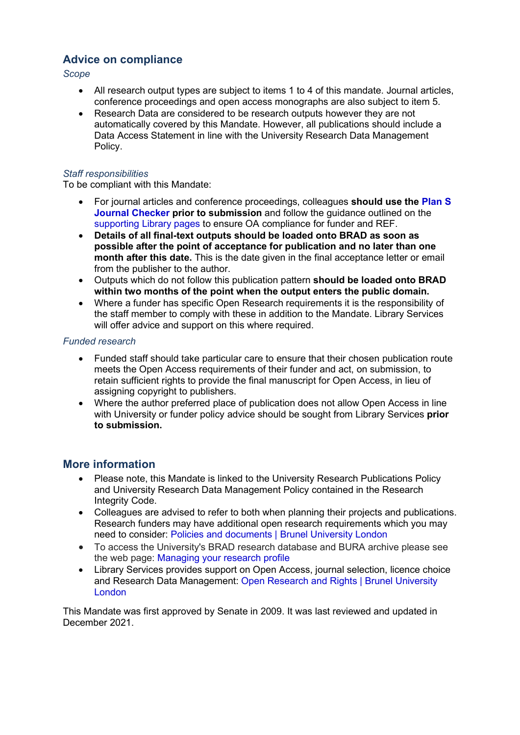## Advice on compliance

*Scope*

- All research output types are subject to items 1 to 4 of this mandate. Journal articles, conference proceedings and open access monographs are also subject to item 5.
- Research Data are considered to be research outputs however they are not automatically covered by this Mandate. However, all publications should include a Data Access Statement in line with the University Research Data Management Policy.

*Staff responsibilities*

To be compliant with this Mandate:

- For journal articles and conference proceedings, colleagues **should use the Plan S Journal Checker prior to submission** and follow the guidance outlined on the supporting Library pages to ensure OA compliance for funder and REF.
- **Details of all final-text outputs should be loaded onto BRAD as soon as possible after the point of acceptance for publication and no later than one month after this date.** This is the date given in the final acceptance letter or email from the publisher to the author.
- Outputs which do not follow this publication pattern **should be loaded onto BRAD within two months of the point when the output enters the public domain.**
- Where a funder has specific Open Research requirements it is the responsibility of the staff member to comply with these in addition to the Mandate. Library Services will offer advice and support on this where required.

*Funded research*

- Funded staff should take particular care to ensure that their chosen publication route meets the Open Access requirements of their funder and act, on submission, to retain sufficient rights to provide the final manuscript for Open Access, in lieu of assigning copyright to publishers.
- Where the author preferred place of publication does not allow Open Access in line with University or funder policy advice should be sought from Library Services **prior to submission.**

## More information

- Please note, this Mandate is linked to the University Research Publications Policy and University Research Data Management Policy contained in the Research Integrity Code.
- Colleagues are advised to refer to both when planning their projects and publications. Research funders may have additional open research requirements which you may need to consider: Policies and documents | Brunel University London
- To access the University's BRAD research database and BURA archive please see the web page: Managing your research profile
- Library Services provides support on Open Access, journal selection, licence choice and Research Data Management: Open Research and Rights | Brunel University London

This Mandate was first approved by Senate in 2009. It was last reviewed and updated in December 2021.